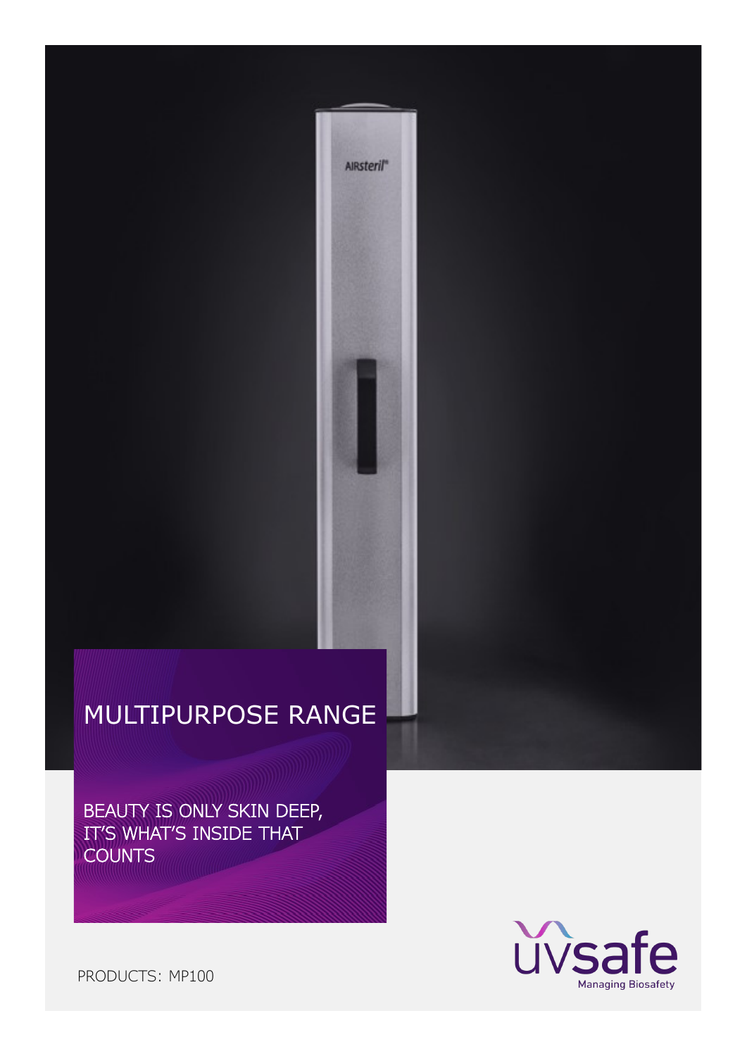# MULTIPURPOSE RANGE

BEAUTY IS ONLY SKIN DEEP, IT'S WHAT'S INSIDE THAT COUNTS

PRODUCTS: MP100

uvsafe

Managing Biosafety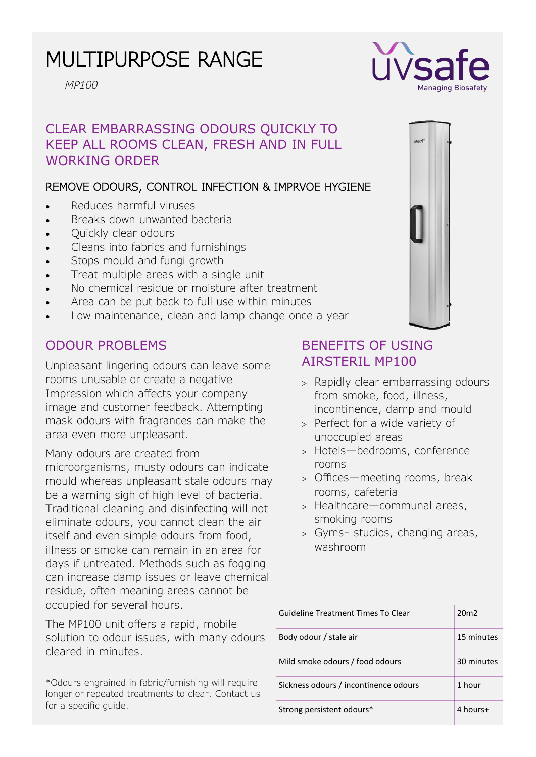# MULTIPURPOSE RANGE

*MP100*

## CLEAR EMBARRASSING ODOURS QUICKLY TO KEEP ALL ROOMS CLEAN, FRESH AND IN FULL WORKING ORDER

### REMOVE ODOURS, CONTROL INFECTION & IMPRVOE HYGIENE

- Reduces harmful viruses
- Breaks down unwanted bacteria
- Quickly clear odours
- Cleans into fabrics and furnishings
- Stops mould and fungi growth
- Treat multiple areas with a single unit
- No chemical residue or moisture after treatment
- Area can be put back to full use within minutes
- Low maintenance, clean and lamp change once a year

## ODOUR PROBLEMS

Unpleasant lingering odours can leave some rooms unusable or create a negative Impression which affects your company image and customer feedback. Attempting mask odours with fragrances can make the area even more unpleasant.

Many odours are created from microorganisms, musty odours can indicate mould whereas unpleasant stale odours may be a warning sigh of high level of bacteria. Traditional cleaning and disinfecting will not eliminate odours, you cannot clean the air itself and even simple odours from food, illness or smoke can remain in an area for days if untreated. Methods such as fogging can increase damp issues or leave chemical residue, often meaning areas cannot be occupied for several hours.

The MP100 unit offers a rapid, mobile solution to odour issues, with many odours cleared in minutes.

*Odours engrained in fabric/furnishing will require longer or repeated treatments to clear. Contact us for a specific guide.

## BENEFITS OF USING AIRSTERIL MP100

- Rapidly clear embarrassing odours from smoke, food, illness, incontinence, damp and mould
- Perfect for a wide variety of unoccupied areas
- Hotels—bedrooms, conference rooms
- Offices—meeting rooms, break rooms, cafeteria
- Healthcare—communal areas, smoking rooms
- Gyms– studios, changing areas, washroom

| Guideline Treatment Times To Clear | 20m2 |
|---|---|
| Body odour / stale air | 15 minutes |
| Mild smoke odours / food odours | 30 minutes |
| Sickness odours / incontinence odours | 1 hour |
| Strong persistent odours* | 4 hours+ |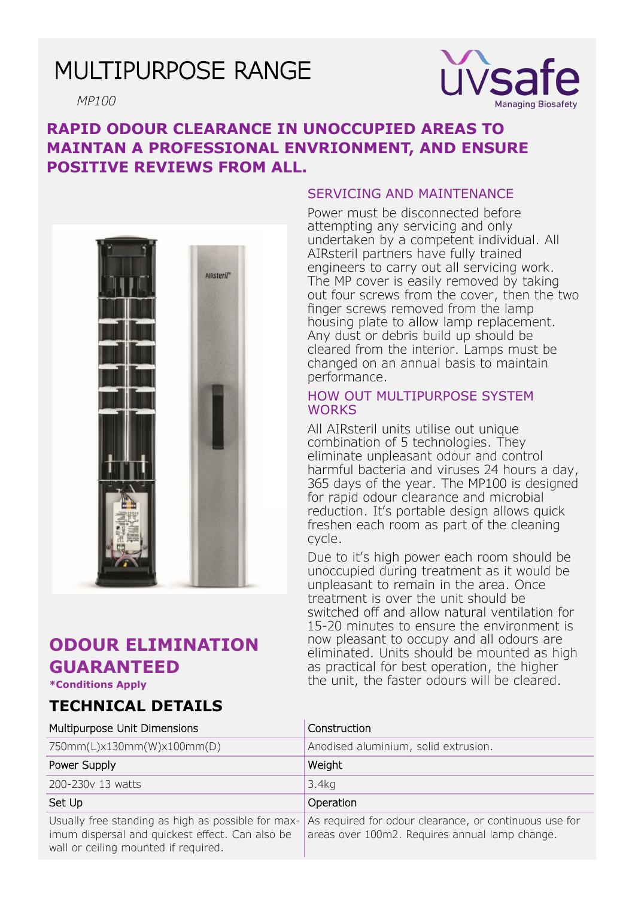# MULTIPURPOSE RANGE

*MP100*

uvsafe
Managing Biosafety

**RAPID ODOUR CLEARANCE IN UNOCCUPIED AREAS TO MAINTAN A PROFESSIONAL ENVRIONMENT, AND ENSURE POSITIVE REVIEWS FROM ALL.**

## SERVICING AND MAINTENANCE

Power must be disconnected before attempting any servicing and only undertaken by a competent individual. All AIRsteril partners have fully trained engineers to carry out all servicing work. The MP cover is easily removed by taking out four screws from the cover, then the two finger screws removed from the lamp housing plate to allow lamp replacement. Any dust or debris build up should be cleared from the interior. Lamps must be changed on an annual basis to maintain performance.

## HOW OUT MULTIPURPOSE SYSTEM WORKS

All AIRsteril units utilise out unique combination of 5 technologies. They eliminate unpleasant odour and control harmful bacteria and viruses 24 hours a day, 365 days of the year. The MP100 is designed for rapid odour clearance and microbial reduction. It's portable design allows quick freshen each room as part of the cleaning cycle.

Due to it's high power each room should be unoccupied during treatment as it would be unpleasant to remain in the area. Once treatment is over the unit should be switched off and allow natural ventilation for 15-20 minutes to ensure the environment is now pleasant to occupy and all odours are eliminated. Units should be mounted as high as practical for best operation, the higher the unit, the faster odours will be cleared.

## ODOUR ELIMINATION GUARANTEED

***Conditions Apply**

## TECHNICAL DETAILS

| Multipurpose Unit Dimensions | Construction |
|---|---|
| 750mm(L)x130mm(W)x100mm(D) | Anodised aluminium, solid extrusion. |
| Power Supply | Weight |
| 200-230v 13 watts | 3.4kg |
| Set Up | Operation |
| Usually free standing as high as possible for maximum dispersal and quickest effect. Can also be wall or ceiling mounted if required. | As required for odour clearance, or continuous use for areas over 100m2. Requires annual lamp change. |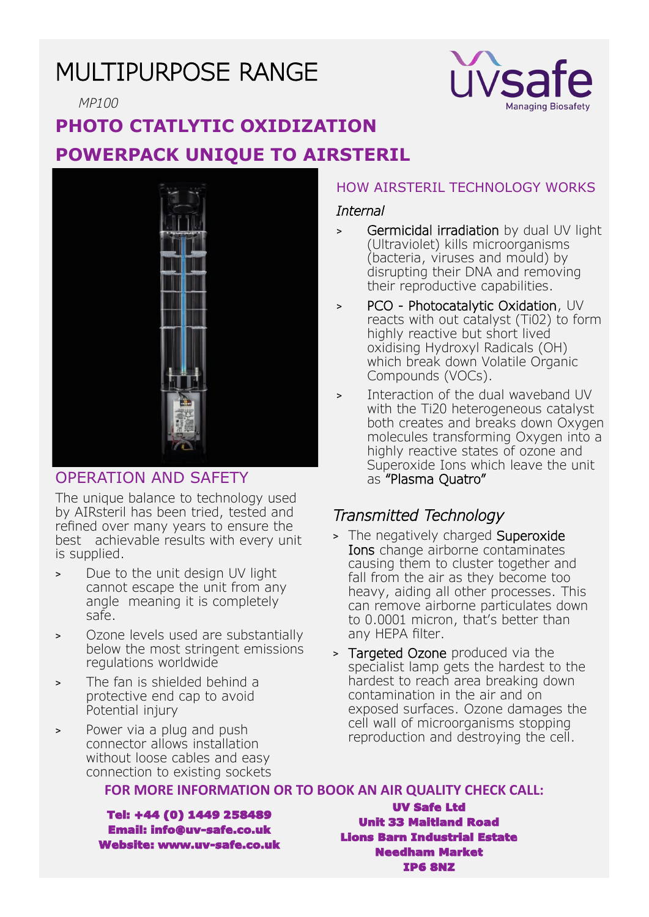# MULTIPURPOSE RANGE

*MP100*

## PHOTO CTATLYTIC OXIDIZATION POWERPACK UNIQUE TO AIRSTERIL

uvsafe
Managing Biosafety

### OPERATION AND SAFETY

The unique balance to technology used by AIRsteril has been tried, tested and refined over many years to ensure the best achievable results with every unit is supplied.

- Due to the unit design UV light cannot escape the unit from any angle meaning it is completely safe.
- Ozone levels used are substantially below the most stringent emissions regulations worldwide
- The fan is shielded behind a protective end cap to avoid Potential injury
- Power via a plug and push connector allows installation without loose cables and easy connection to existing sockets

### HOW AIRSTERIL TECHNOLOGY WORKS

*Internal*

- Germicidal irradiation by dual UV light (Ultraviolet) kills microorganisms (bacteria, viruses and mould) by disrupting their DNA and removing their reproductive capabilities.
- PCO - Photocatalytic Oxidation, UV reacts with out catalyst (Ti02) to form highly reactive but short lived oxidising Hydroxyl Radicals (OH) which break down Volatile Organic Compounds (VOCs).
- Interaction of the dual waveband UV with the Ti20 heterogeneous catalyst both creates and breaks down Oxygen molecules transforming Oxygen into a highly reactive states of ozone and Superoxide Ions which leave the unit as "Plasma Quatro"

### *Transmitted Technology*

- The negatively charged Superoxide Ions change airborne contaminates causing them to cluster together and fall from the air as they become too heavy, aiding all other processes. This can remove airborne particulates down to 0.0001 micron, that's better than any HEPA filter.
- Targeted Ozone produced via the specialist lamp gets the hardest to the hardest to reach area breaking down contamination in the air and on exposed surfaces. Ozone damages the cell wall of microorganisms stopping reproduction and destroying the cell.

**FOR MORE INFORMATION OR TO BOOK AN AIR QUALITY CHECK CALL:**

**Tel: +44 (0) 1449 258489**
**Email: info@uv-safe.co.uk**
**Website: www.uv-safe.co.uk**

**UV Safe Ltd**
**Unit 33 Maitland Road**
**Lions Barn Industrial Estate**
**Needham Market**
**IP6 8NZ**